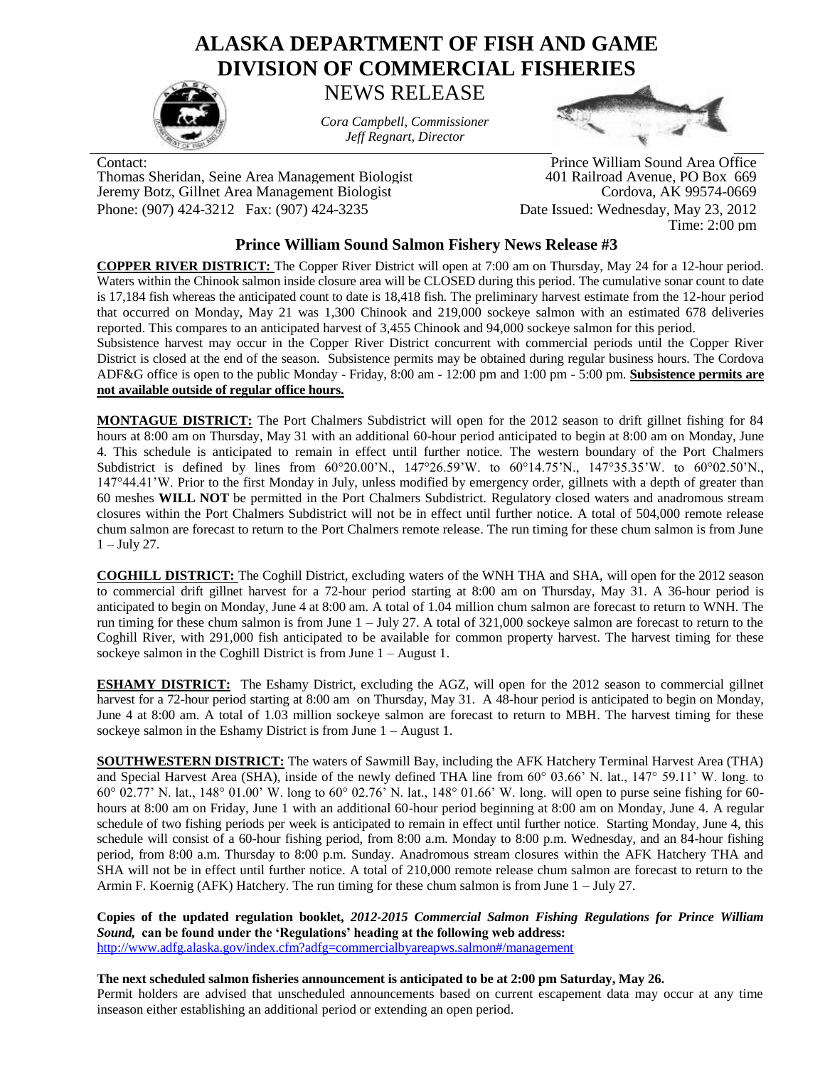# ALASKA DEPARTMENT OF FISH AND GAME
# DIVISION OF COMMERCIAL FISHERIES

NEWS RELEASE

*Cora Campbell, Commissioner*
*Jeff Regnart, Director*

Contact:
Thomas Sheridan, Seine Area Management Biologist
Jeremy Botz, Gillnet Area Management Biologist
Phone: (907) 424-3212 Fax: (907) 424-3235

Prince William Sound Area Office
401 Railroad Avenue, PO Box 669
Cordova, AK 99574-0669
Date Issued: Wednesday, May 23, 2012
Time: 2:00 pm

## Prince William Sound Salmon Fishery News Release #3

**COPPER RIVER DISTRICT:** The Copper River District will open at 7:00 am on Thursday, May 24 for a 12-hour period. Waters within the Chinook salmon inside closure area will be CLOSED during this period. The cumulative sonar count to date is 17,184 fish whereas the anticipated count to date is 18,418 fish. The preliminary harvest estimate from the 12-hour period that occurred on Monday, May 21 was 1,300 Chinook and 219,000 sockeye salmon with an estimated 678 deliveries reported. This compares to an anticipated harvest of 3,455 Chinook and 94,000 sockeye salmon for this period.
Subsistence harvest may occur in the Copper River District concurrent with commercial periods until the Copper River District is closed at the end of the season. Subsistence permits may be obtained during regular business hours. The Cordova ADF&G office is open to the public Monday - Friday, 8:00 am - 12:00 pm and 1:00 pm - 5:00 pm. **Subsistence permits are not available outside of regular office hours.**

**MONTAGUE DISTRICT:** The Port Chalmers Subdistrict will open for the 2012 season to drift gillnet fishing for 84 hours at 8:00 am on Thursday, May 31 with an additional 60-hour period anticipated to begin at 8:00 am on Monday, June 4. This schedule is anticipated to remain in effect until further notice. The western boundary of the Port Chalmers Subdistrict is defined by lines from 60°20.00'N., 147°26.59'W. to 60°14.75'N., 147°35.35'W. to 60°02.50'N., 147°44.41'W. Prior to the first Monday in July, unless modified by emergency order, gillnets with a depth of greater than 60 meshes **WILL NOT** be permitted in the Port Chalmers Subdistrict. Regulatory closed waters and anadromous stream closures within the Port Chalmers Subdistrict will not be in effect until further notice. A total of 504,000 remote release chum salmon are forecast to return to the Port Chalmers remote release. The run timing for these chum salmon is from June 1 – July 27.

**COGHILL DISTRICT:** The Coghill District, excluding waters of the WNH THA and SHA, will open for the 2012 season to commercial drift gillnet harvest for a 72-hour period starting at 8:00 am on Thursday, May 31. A 36-hour period is anticipated to begin on Monday, June 4 at 8:00 am. A total of 1.04 million chum salmon are forecast to return to WNH. The run timing for these chum salmon is from June 1 – July 27. A total of 321,000 sockeye salmon are forecast to return to the Coghill River, with 291,000 fish anticipated to be available for common property harvest. The harvest timing for these sockeye salmon in the Coghill District is from June 1 – August 1.

**ESHAMY DISTRICT:** The Eshamy District, excluding the AGZ, will open for the 2012 season to commercial gillnet harvest for a 72-hour period starting at 8:00 am on Thursday, May 31. A 48-hour period is anticipated to begin on Monday, June 4 at 8:00 am. A total of 1.03 million sockeye salmon are forecast to return to MBH. The harvest timing for these sockeye salmon in the Eshamy District is from June 1 – August 1.

**SOUTHWESTERN DISTRICT:** The waters of Sawmill Bay, including the AFK Hatchery Terminal Harvest Area (THA) and Special Harvest Area (SHA), inside of the newly defined THA line from 60° 03.66' N. lat., 147° 59.11' W. long. to 60° 02.77' N. lat., 148° 01.00' W. long to 60° 02.76' N. lat., 148° 01.66' W. long. will open to purse seine fishing for 60-hours at 8:00 am on Friday, June 1 with an additional 60-hour period beginning at 8:00 am on Monday, June 4. A regular schedule of two fishing periods per week is anticipated to remain in effect until further notice. Starting Monday, June 4, this schedule will consist of a 60-hour fishing period, from 8:00 a.m. Monday to 8:00 p.m. Wednesday, and an 84-hour fishing period, from 8:00 a.m. Thursday to 8:00 p.m. Sunday. Anadromous stream closures within the AFK Hatchery THA and SHA will not be in effect until further notice. A total of 210,000 remote release chum salmon are forecast to return to the Armin F. Koernig (AFK) Hatchery. The run timing for these chum salmon is from June 1 – July 27.

**Copies of the updated regulation booklet, *2012-2015 Commercial Salmon Fishing Regulations for Prince William Sound,* can be found under the 'Regulations' heading at the following web address:**
http://www.adfg.alaska.gov/index.cfm?adfg=commercialbyareapws.salmon#/management

**The next scheduled salmon fisheries announcement is anticipated to be at 2:00 pm Saturday, May 26.**
Permit holders are advised that unscheduled announcements based on current escapement data may occur at any time inseason either establishing an additional period or extending an open period.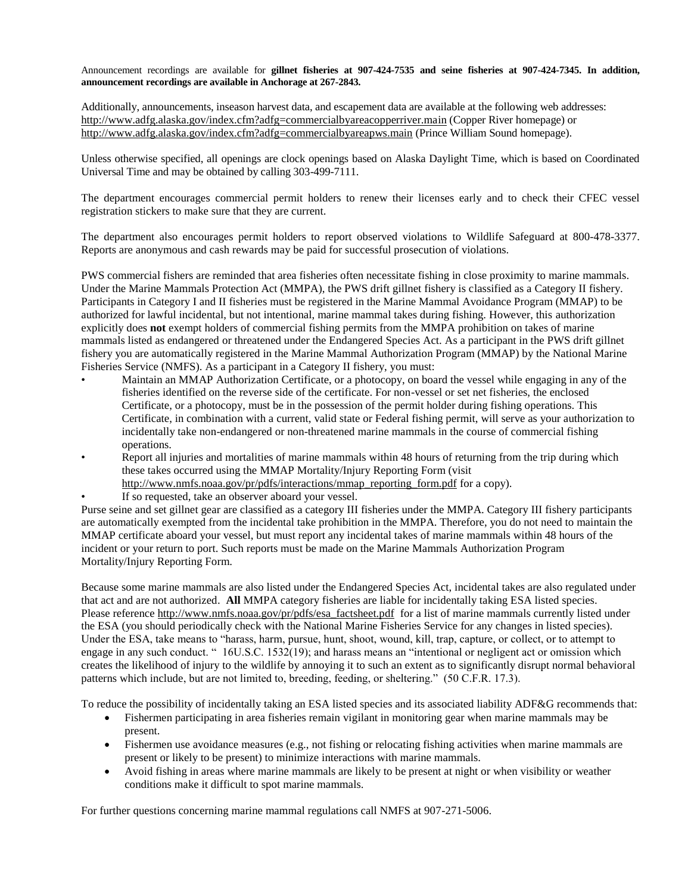Announcement recordings are available for **gillnet fisheries at 907-424-7535 and seine fisheries at 907-424-7345. In addition, announcement recordings are available in Anchorage at 267-2843.**

Additionally, announcements, inseason harvest data, and escapement data are available at the following web addresses: http://www.adfg.alaska.gov/index.cfm?adfg=commercialbyareacopperriver.main (Copper River homepage) or http://www.adfg.alaska.gov/index.cfm?adfg=commercialbyareapws.main (Prince William Sound homepage).

Unless otherwise specified, all openings are clock openings based on Alaska Daylight Time, which is based on Coordinated Universal Time and may be obtained by calling 303-499-7111.

The department encourages commercial permit holders to renew their licenses early and to check their CFEC vessel registration stickers to make sure that they are current.

The department also encourages permit holders to report observed violations to Wildlife Safeguard at 800-478-3377. Reports are anonymous and cash rewards may be paid for successful prosecution of violations.

PWS commercial fishers are reminded that area fisheries often necessitate fishing in close proximity to marine mammals. Under the Marine Mammals Protection Act (MMPA), the PWS drift gillnet fishery is classified as a Category II fishery. Participants in Category I and II fisheries must be registered in the Marine Mammal Avoidance Program (MMAP) to be authorized for lawful incidental, but not intentional, marine mammal takes during fishing. However, this authorization explicitly does **not** exempt holders of commercial fishing permits from the MMPA prohibition on takes of marine mammals listed as endangered or threatened under the Endangered Species Act. As a participant in the PWS drift gillnet fishery you are automatically registered in the Marine Mammal Authorization Program (MMAP) by the National Marine Fisheries Service (NMFS). As a participant in a Category II fishery, you must:

- Maintain an MMAP Authorization Certificate, or a photocopy, on board the vessel while engaging in any of the fisheries identified on the reverse side of the certificate. For non-vessel or set net fisheries, the enclosed Certificate, or a photocopy, must be in the possession of the permit holder during fishing operations. This Certificate, in combination with a current, valid state or Federal fishing permit, will serve as your authorization to incidentally take non-endangered or non-threatened marine mammals in the course of commercial fishing operations.
- Report all injuries and mortalities of marine mammals within 48 hours of returning from the trip during which these takes occurred using the MMAP Mortality/Injury Reporting Form (visit http://www.nmfs.noaa.gov/pr/pdfs/interactions/mmap_reporting_form.pdf for a copy).
- If so requested, take an observer aboard your vessel.

Purse seine and set gillnet gear are classified as a category III fisheries under the MMPA. Category III fishery participants are automatically exempted from the incidental take prohibition in the MMPA. Therefore, you do not need to maintain the MMAP certificate aboard your vessel, but must report any incidental takes of marine mammals within 48 hours of the incident or your return to port. Such reports must be made on the Marine Mammals Authorization Program Mortality/Injury Reporting Form.

Because some marine mammals are also listed under the Endangered Species Act, incidental takes are also regulated under that act and are not authorized. **All** MMPA category fisheries are liable for incidentally taking ESA listed species. Please reference http://www.nmfs.noaa.gov/pr/pdfs/esa_factsheet.pdf for a list of marine mammals currently listed under the ESA (you should periodically check with the National Marine Fisheries Service for any changes in listed species). Under the ESA, take means to "harass, harm, pursue, hunt, shoot, wound, kill, trap, capture, or collect, or to attempt to engage in any such conduct. " 16U.S.C. 1532(19); and harass means an "intentional or negligent act or omission which creates the likelihood of injury to the wildlife by annoying it to such an extent as to significantly disrupt normal behavioral patterns which include, but are not limited to, breeding, feeding, or sheltering." (50 C.F.R. 17.3).

To reduce the possibility of incidentally taking an ESA listed species and its associated liability ADF&G recommends that:

- Fishermen participating in area fisheries remain vigilant in monitoring gear when marine mammals may be present.
- Fishermen use avoidance measures (e.g., not fishing or relocating fishing activities when marine mammals are present or likely to be present) to minimize interactions with marine mammals.
- Avoid fishing in areas where marine mammals are likely to be present at night or when visibility or weather conditions make it difficult to spot marine mammals.

For further questions concerning marine mammal regulations call NMFS at 907-271-5006.